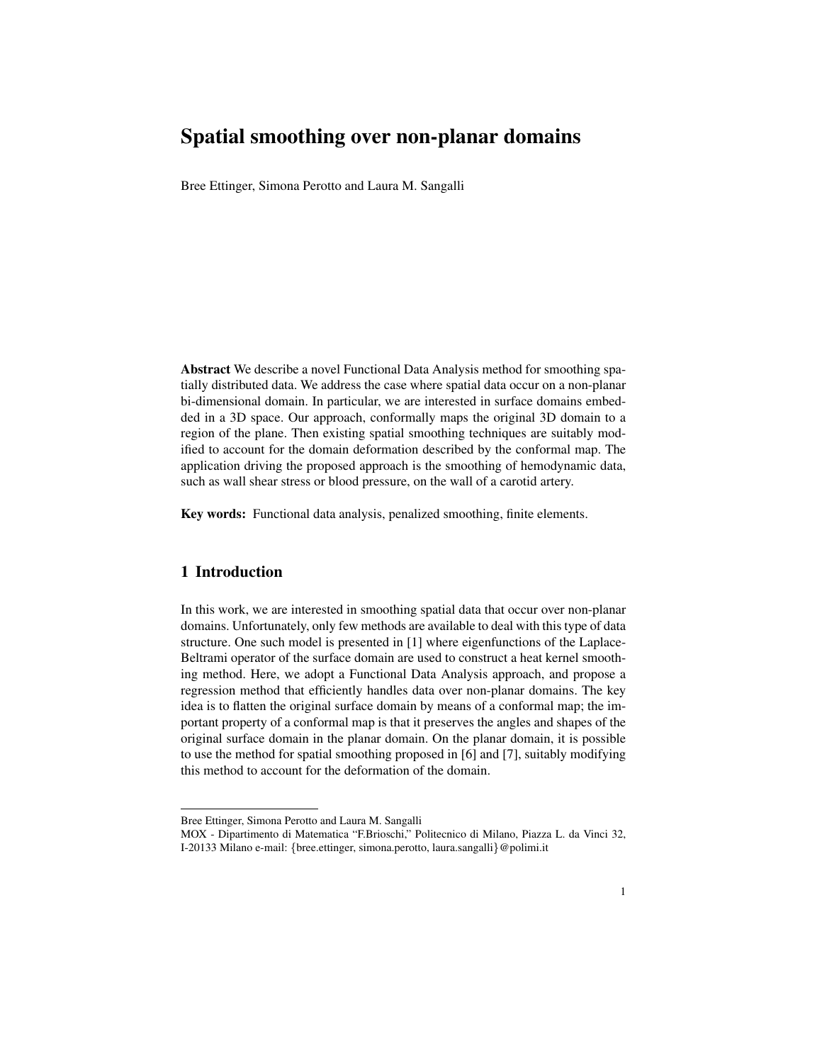# Spatial smoothing over non-planar domains

Bree Ettinger, Simona Perotto and Laura M. Sangalli

**Abstract** We describe a novel Functional Data Analysis method for smoothing spatially distributed data. We address the case where spatial data occur on a non-planar bi-dimensional domain. In particular, we are interested in surface domains embedded in a 3D space. Our approach, conformally maps the original 3D domain to a region of the plane. Then existing spatial smoothing techniques are suitably modified to account for the domain deformation described by the conformal map. The application driving the proposed approach is the smoothing of hemodynamic data, such as wall shear stress or blood pressure, on the wall of a carotid artery.

**Key words:** Functional data analysis, penalized smoothing, finite elements.

## 1 Introduction

In this work, we are interested in smoothing spatial data that occur over non-planar domains. Unfortunately, only few methods are available to deal with this type of data structure. One such model is presented in [1] where eigenfunctions of the Laplace-Beltrami operator of the surface domain are used to construct a heat kernel smoothing method. Here, we adopt a Functional Data Analysis approach, and propose a regression method that efficiently handles data over non-planar domains. The key idea is to flatten the original surface domain by means of a conformal map; the important property of a conformal map is that it preserves the angles and shapes of the original surface domain in the planar domain. On the planar domain, it is possible to use the method for spatial smoothing proposed in [6] and [7], suitably modifying this method to account for the deformation of the domain.

---

Bree Ettinger, Simona Perotto and Laura M. Sangalli
MOX - Dipartimento di Matematica "F.Brioschi," Politecnico di Milano, Piazza L. da Vinci 32, I-20133 Milano e-mail: {bree.ettinger, simona.perotto, laura.sangalli}@polimi.it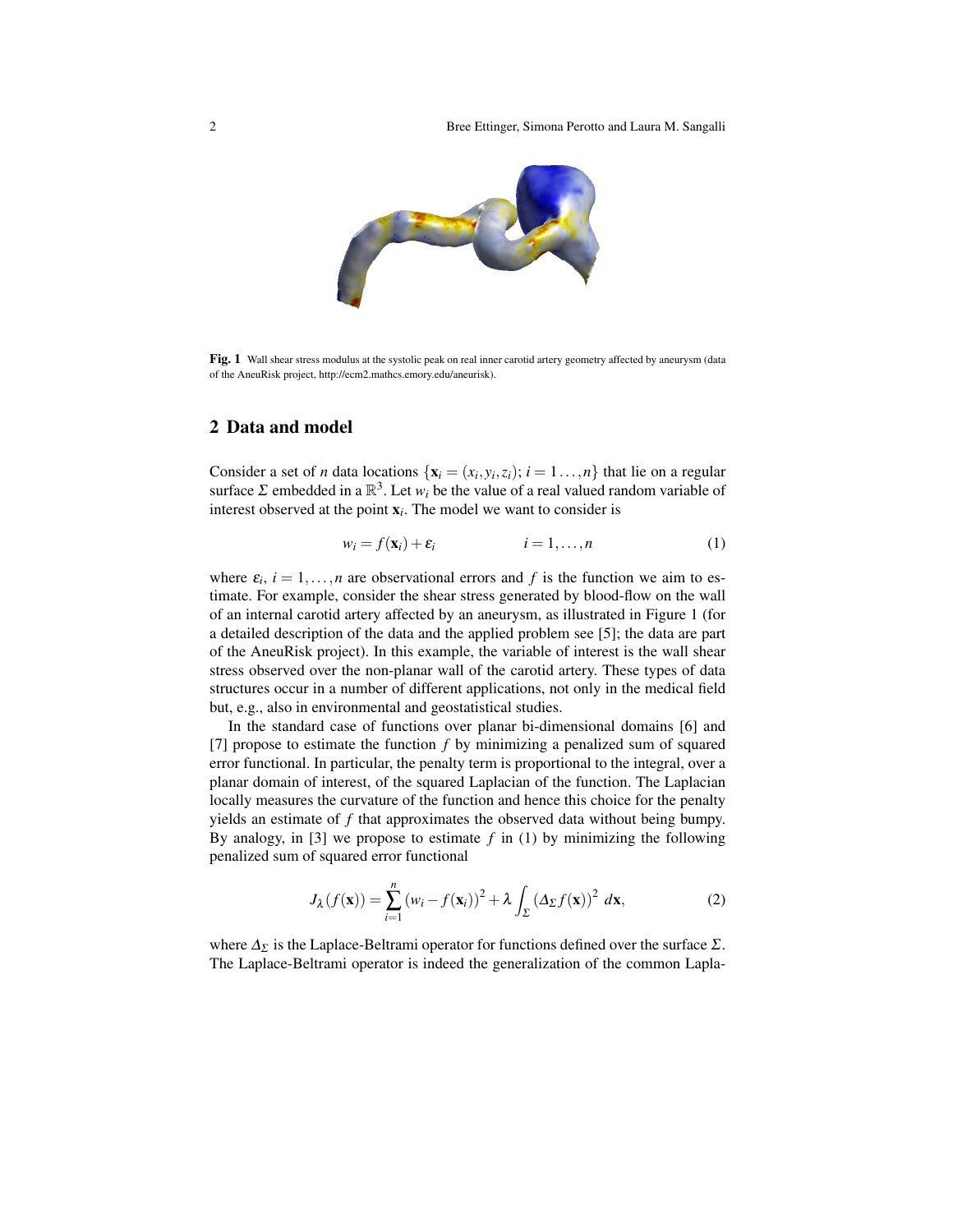Fig. 1 Wall shear stress modulus at the systolic peak on real inner carotid artery geometry affected by aneurysm (data of the AneuRisk project, http://ecm2.mathcs.emory.edu/aneurisk).

## 2 Data and model

Consider a set of $n$ data locations $\{\mathbf{x}_i = (x_i, y_i, z_i);\ i = 1\ldots,n\}$ that lie on a regular surface $\Sigma$ embedded in a $\mathbb{R}^3$. Let $w_i$ be the value of a real valued random variable of interest observed at the point $\mathbf{x}_i$. The model we want to consider is

$$w_i = f(\mathbf{x}_i) + \varepsilon_i \qquad\qquad i = 1,\ldots,n \tag{1}$$

where $\varepsilon_i$, $i = 1,\ldots,n$ are observational errors and $f$ is the function we aim to estimate. For example, consider the shear stress generated by blood-flow on the wall of an internal carotid artery affected by an aneurysm, as illustrated in Figure 1 (for a detailed description of the data and the applied problem see [5]; the data are part of the AneuRisk project). In this example, the variable of interest is the wall shear stress observed over the non-planar wall of the carotid artery. These types of data structures occur in a number of different applications, not only in the medical field but, e.g., also in environmental and geostatistical studies.

In the standard case of functions over planar bi-dimensional domains [6] and [7] propose to estimate the function $f$ by minimizing a penalized sum of squared error functional. In particular, the penalty term is proportional to the integral, over a planar domain of interest, of the squared Laplacian of the function. The Laplacian locally measures the curvature of the function and hence this choice for the penalty yields an estimate of $f$ that approximates the observed data without being bumpy. By analogy, in [3] we propose to estimate $f$ in (1) by minimizing the following penalized sum of squared error functional

$$J_\lambda(f(\mathbf{x})) = \sum_{i=1}^{n} \left(w_i - f(\mathbf{x}_i)\right)^2 + \lambda \int_\Sigma \left(\Delta_\Sigma f(\mathbf{x})\right)^2\, d\mathbf{x}, \tag{2}$$

where $\Delta_\Sigma$ is the Laplace-Beltrami operator for functions defined over the surface $\Sigma$. The Laplace-Beltrami operator is indeed the generalization of the common Lapla-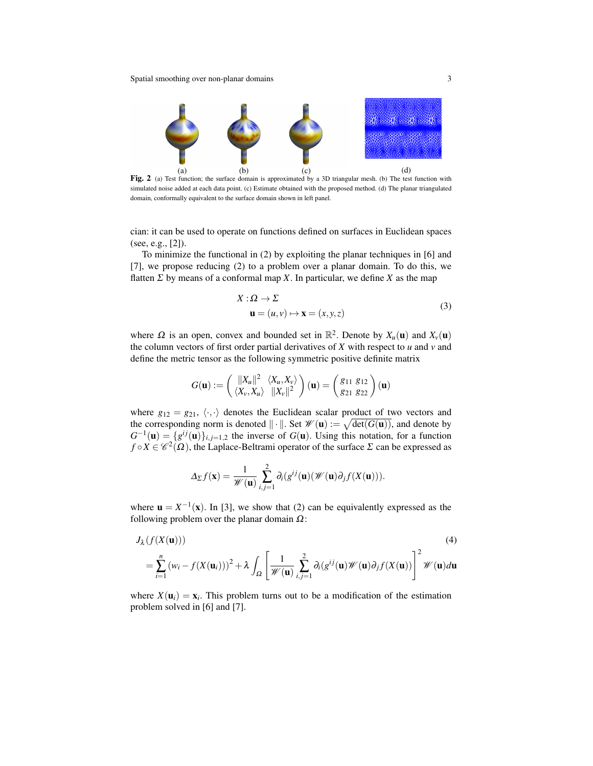(a) (b) (c) (d)

**Fig. 2** (a) Test function; the surface domain is approximated by a 3D triangular mesh. (b) The test function with simulated noise added at each data point. (c) Estimate obtained with the proposed method. (d) The planar triangulated domain, conformally equivalent to the surface domain shown in left panel.

cian: it can be used to operate on functions defined on surfaces in Euclidean spaces (see, e.g., [2]).

To minimize the functional in (2) by exploiting the planar techniques in [6] and [7], we propose reducing (2) to a problem over a planar domain. To do this, we flatten $\Sigma$ by means of a conformal map $X$. In particular, we define $X$ as the map

$$
\begin{aligned}
X :\, & \Omega \to \Sigma \\
& \mathbf{u} = (u,v) \mapsto \mathbf{x} = (x,y,z)
\end{aligned}
\tag{3}
$$

where $\Omega$ is an open, convex and bounded set in $\mathbb{R}^2$. Denote by $X_u(\mathbf{u})$ and $X_v(\mathbf{u})$ the column vectors of first order partial derivatives of $X$ with respect to $u$ and $v$ and define the metric tensor as the following symmetric positive definite matrix

$$
G(\mathbf{u}) := \begin{pmatrix} \|X_u\|^2 & \langle X_u, X_v\rangle \\ \langle X_v, X_u\rangle & \|X_v\|^2 \end{pmatrix}(\mathbf{u}) = \begin{pmatrix} g_{11} & g_{12} \\ g_{21} & g_{22} \end{pmatrix}(\mathbf{u})
$$

where $g_{12} = g_{21}$, $\langle\cdot,\cdot\rangle$ denotes the Euclidean scalar product of two vectors and the corresponding norm is denoted $\|\cdot\|$. Set $\mathscr{W}(\mathbf{u}) := \sqrt{\det(G(\mathbf{u}))}$, and denote by $G^{-1}(\mathbf{u}) = \{g^{ij}(\mathbf{u})\}_{i,j=1,2}$ the inverse of $G(\mathbf{u})$. Using this notation, for a function $f \circ X \in \mathscr{C}^2(\Omega)$, the Laplace-Beltrami operator of the surface $\Sigma$ can be expressed as

$$
\Delta_\Sigma f(\mathbf{x}) = \frac{1}{\mathscr{W}(\mathbf{u})} \sum_{i,j=1}^{2} \partial_i (g^{ij}(\mathbf{u})(\mathscr{W}(\mathbf{u})\partial_j f(X(\mathbf{u}))).
$$

where $\mathbf{u} = X^{-1}(\mathbf{x})$. In [3], we show that (2) can be equivalently expressed as the following problem over the planar domain $\Omega$:

$$
\begin{aligned}
& J_\lambda(f(X(\mathbf{u}))) \\
& = \sum_{i=1}^{n} (w_i - f(X(\mathbf{u}_i)))^2 + \lambda \int_\Omega \left[ \frac{1}{\mathscr{W}(\mathbf{u})} \sum_{i,j=1}^{2} \partial_i (g^{ij}(\mathbf{u})\mathscr{W}(\mathbf{u})\partial_j f(X(\mathbf{u})) \right]^2 \mathscr{W}(\mathbf{u}) d\mathbf{u}
\end{aligned}
\tag{4}
$$

where $X(\mathbf{u}_i) = \mathbf{x}_i$. This problem turns out to be a modification of the estimation problem solved in [6] and [7].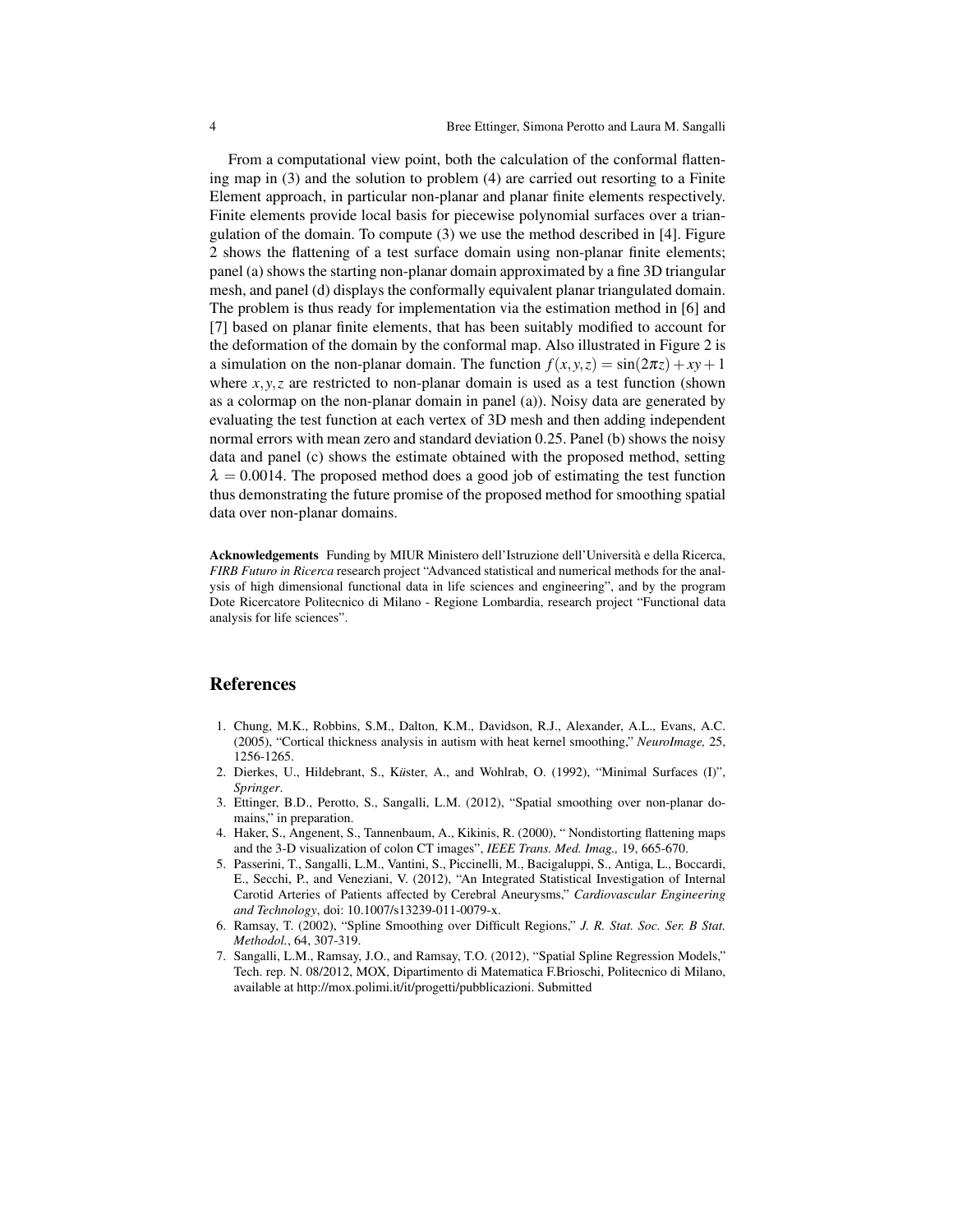From a computational view point, both the calculation of the conformal flattening map in (3) and the solution to problem (4) are carried out resorting to a Finite Element approach, in particular non-planar and planar finite elements respectively. Finite elements provide local basis for piecewise polynomial surfaces over a triangulation of the domain. To compute (3) we use the method described in [4]. Figure 2 shows the flattening of a test surface domain using non-planar finite elements; panel (a) shows the starting non-planar domain approximated by a fine 3D triangular mesh, and panel (d) displays the conformally equivalent planar triangulated domain. The problem is thus ready for implementation via the estimation method in [6] and [7] based on planar finite elements, that has been suitably modified to account for the deformation of the domain by the conformal map. Also illustrated in Figure 2 is a simulation on the non-planar domain. The function $f(x,y,z) = \sin(2\pi z) + xy + 1$ where $x, y, z$ are restricted to non-planar domain is used as a test function (shown as a colormap on the non-planar domain in panel (a)). Noisy data are generated by evaluating the test function at each vertex of 3D mesh and then adding independent normal errors with mean zero and standard deviation 0.25. Panel (b) shows the noisy data and panel (c) shows the estimate obtained with the proposed method, setting $\lambda = 0.0014$. The proposed method does a good job of estimating the test function thus demonstrating the future promise of the proposed method for smoothing spatial data over non-planar domains.

**Acknowledgements** Funding by MIUR Ministero dell'Istruzione dell'Università e della Ricerca, *FIRB Futuro in Ricerca* research project "Advanced statistical and numerical methods for the analysis of high dimensional functional data in life sciences and engineering", and by the program Dote Ricercatore Politecnico di Milano - Regione Lombardia, research project "Functional data analysis for life sciences".

## References

1. Chung, M.K., Robbins, S.M., Dalton, K.M., Davidson, R.J., Alexander, A.L., Evans, A.C. (2005), "Cortical thickness analysis in autism with heat kernel smoothing," *NeuroImage,* 25, 1256-1265.
2. Dierkes, U., Hildebrant, S., K*ü*ster, A., and Wohlrab, O. (1992), "Minimal Surfaces (I)", *Springer*.
3. Ettinger, B.D., Perotto, S., Sangalli, L.M. (2012), "Spatial smoothing over non-planar domains," in preparation.
4. Haker, S., Angenent, S., Tannenbaum, A., Kikinis, R. (2000), " Nondistorting flattening maps and the 3-D visualization of colon CT images", *IEEE Trans. Med. Imag.,* 19, 665-670.
5. Passerini, T., Sangalli, L.M., Vantini, S., Piccinelli, M., Bacigaluppi, S., Antiga, L., Boccardi, E., Secchi, P., and Veneziani, V. (2012), "An Integrated Statistical Investigation of Internal Carotid Arteries of Patients affected by Cerebral Aneurysms," *Cardiovascular Engineering and Technology*, doi: 10.1007/s13239-011-0079-x.
6. Ramsay, T. (2002), "Spline Smoothing over Difficult Regions," *J. R. Stat. Soc. Ser. B Stat. Methodol.*, 64, 307-319.
7. Sangalli, L.M., Ramsay, J.O., and Ramsay, T.O. (2012), "Spatial Spline Regression Models," Tech. rep. N. 08/2012, MOX, Dipartimento di Matematica F.Brioschi, Politecnico di Milano, available at http://mox.polimi.it/it/progetti/pubblicazioni. Submitted